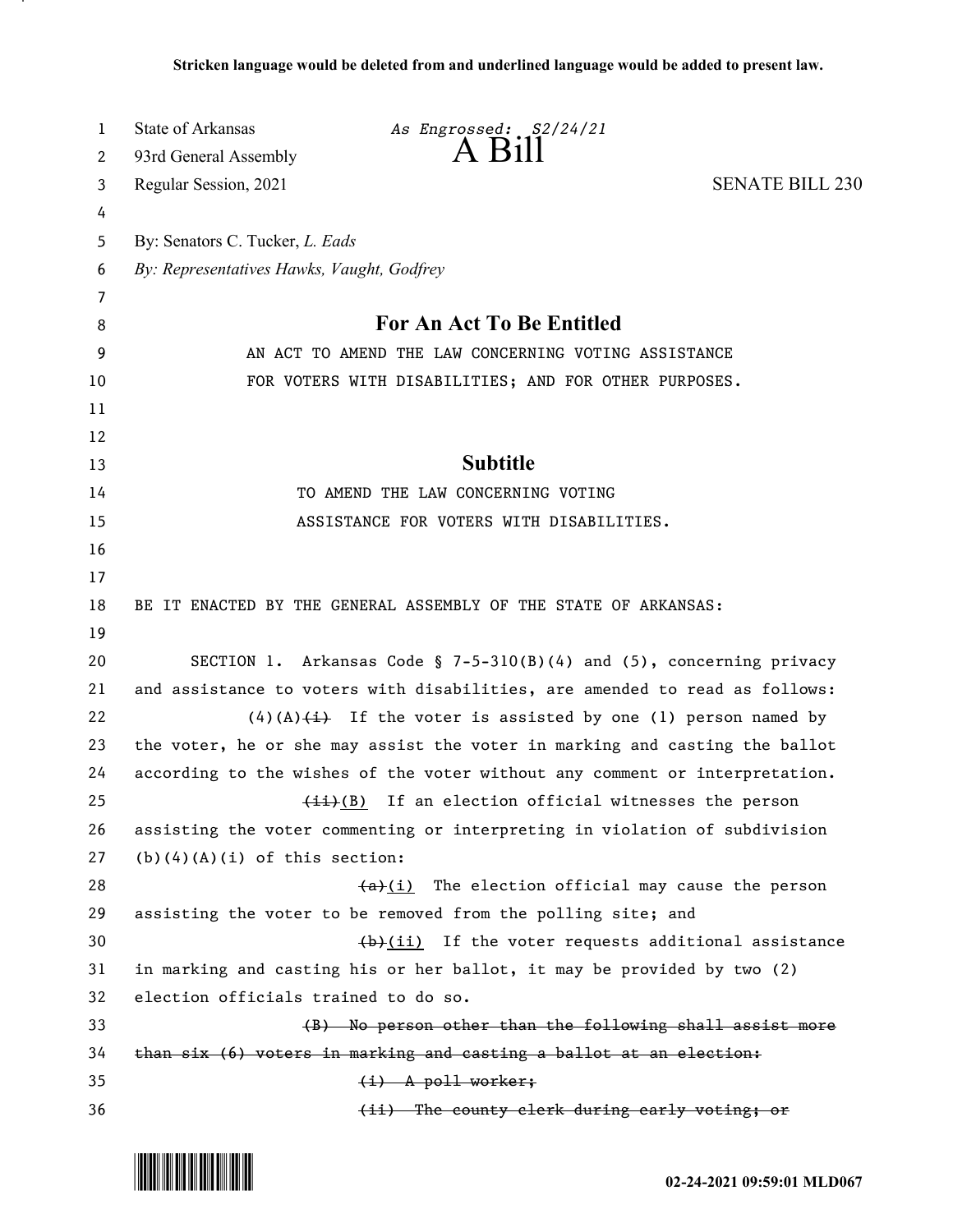**Stricken language would be deleted from and underlined language would be added to present law.**

State of Arkansas
93rd General Assembly
Regular Session, 2021

*As Engrossed: S2/24/21*

# A Bill

SENATE BILL 230

By: Senators C. Tucker, *L. Eads*
*By: Representatives Hawks, Vaught, Godfrey*

## For An Act To Be Entitled

AN ACT TO AMEND THE LAW CONCERNING VOTING ASSISTANCE FOR VOTERS WITH DISABILITIES; AND FOR OTHER PURPOSES.

## Subtitle

TO AMEND THE LAW CONCERNING VOTING ASSISTANCE FOR VOTERS WITH DISABILITIES.

BE IT ENACTED BY THE GENERAL ASSEMBLY OF THE STATE OF ARKANSAS:

SECTION 1. Arkansas Code § 7-5-310(B)(4) and (5), concerning privacy and assistance to voters with disabilities, are amended to read as follows:

(4)(A)~~(i)~~ If the voter is assisted by one (1) person named by the voter, he or she may assist the voter in marking and casting the ballot according to the wishes of the voter without any comment or interpretation.

~~(ii)~~<u>(B)</u> If an election official witnesses the person assisting the voter commenting or interpreting in violation of subdivision (b)(4)(A)(i) of this section:

~~(a)~~<u>(i)</u> The election official may cause the person assisting the voter to be removed from the polling site; and

~~(b)~~<u>(ii)</u> If the voter requests additional assistance in marking and casting his or her ballot, it may be provided by two (2) election officials trained to do so.

~~(B) No person other than the following shall assist more than six (6) voters in marking and casting a ballot at an election:~~

~~(i) A poll worker;~~

~~(ii) The county clerk during early voting; or~~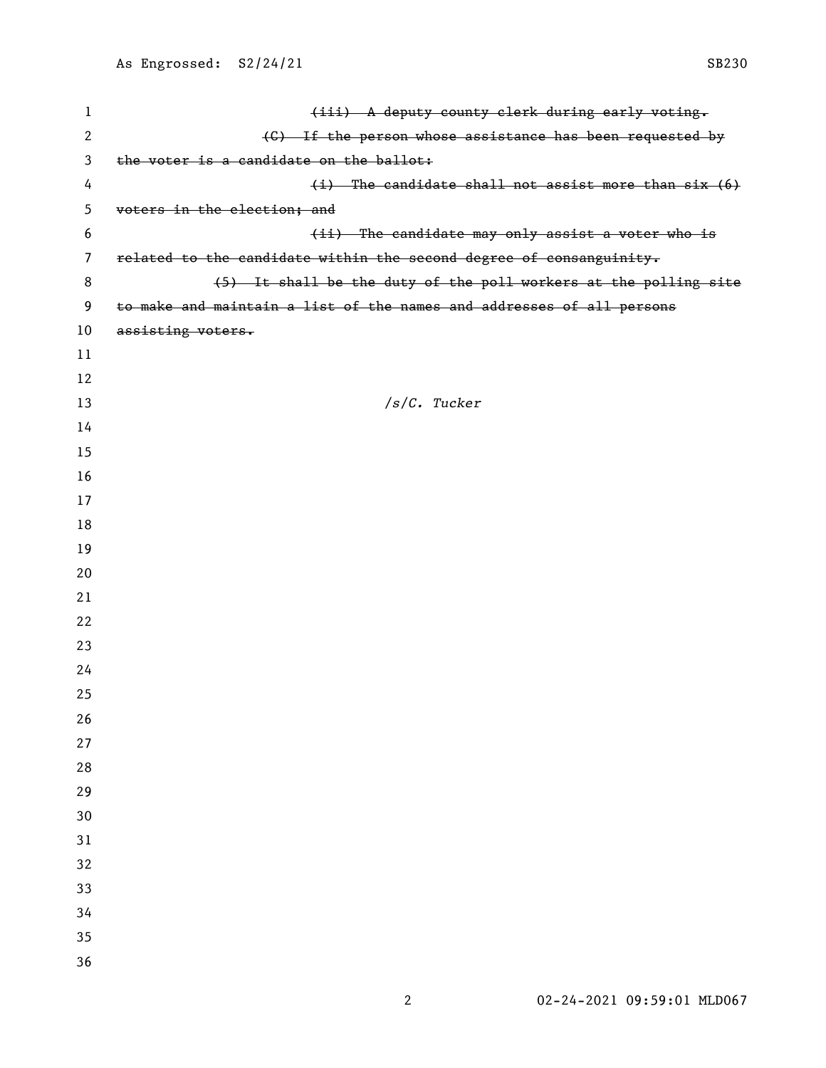~~(iii) A deputy county clerk during early voting.~~

~~(C) If the person whose assistance has been requested by the voter is a candidate on the ballot:~~

~~(i) The candidate shall not assist more than six (6) voters in the election; and~~

~~(ii) The candidate may only assist a voter who is related to the candidate within the second degree of consanguinity.~~

~~(5) It shall be the duty of the poll workers at the polling site to make and maintain a list of the names and addresses of all persons assisting voters.~~

*/s/C. Tucker*